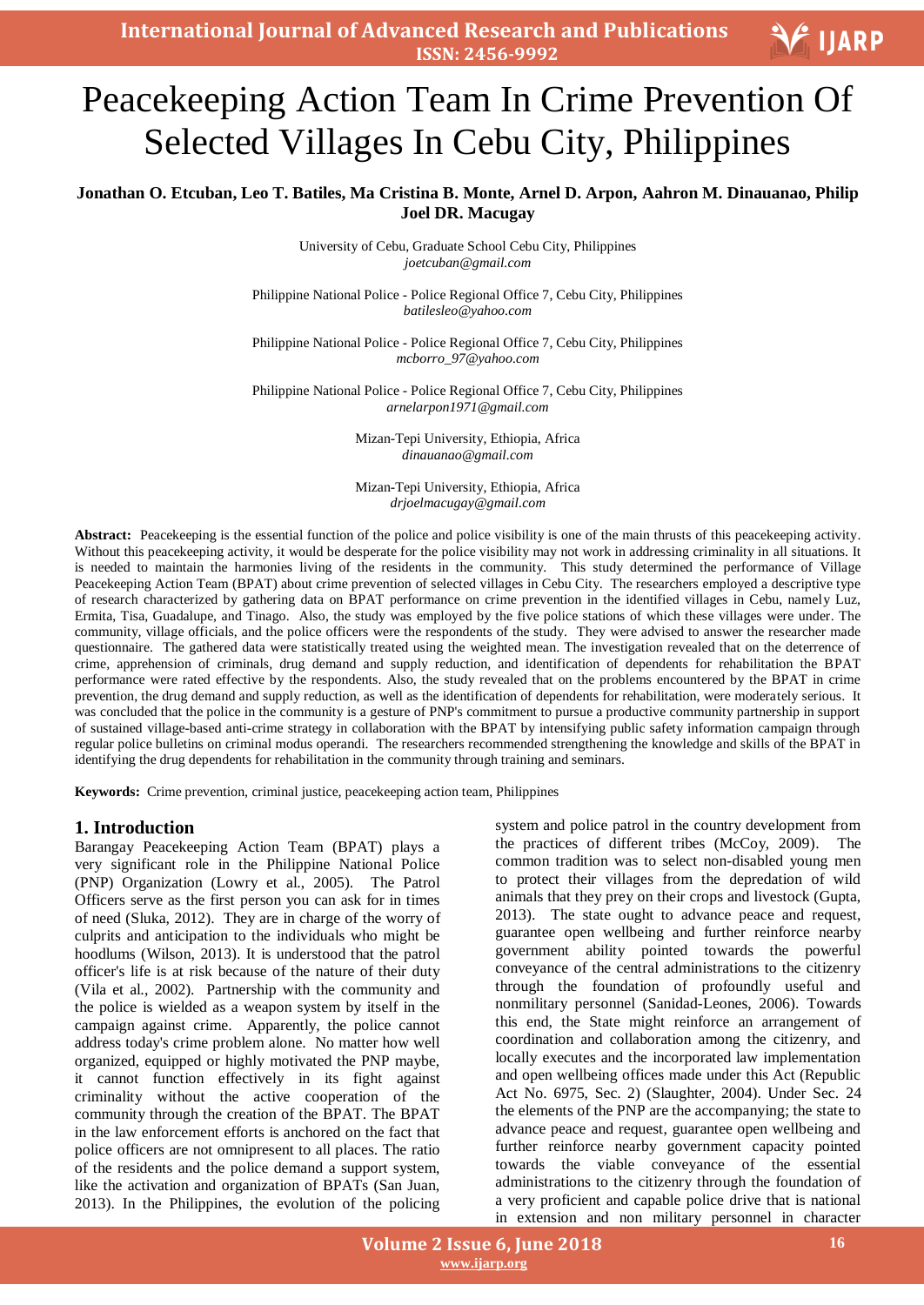# Peacekeeping Action Team In Crime Prevention Of Selected Villages In Cebu City, Philippines

**Jonathan O. Etcuban, Leo T. Batiles, Ma Cristina B. Monte, Arnel D. Arpon, Aahron M. Dinauanao, Philip Joel DR. Macugay**

University of Cebu, Graduate School Cebu City, Philippines
*joetcuban@gmail.com*

Philippine National Police - Police Regional Office 7, Cebu City, Philippines
*batilesleo@yahoo.com*

Philippine National Police - Police Regional Office 7, Cebu City, Philippines
*mcborro_97@yahoo.com*

Philippine National Police - Police Regional Office 7, Cebu City, Philippines
*arnelarpon1971@gmail.com*

Mizan-Tepi University, Ethiopia, Africa
*dinauanao@gmail.com*

Mizan-Tepi University, Ethiopia, Africa
*drjoelmacugay@gmail.com*

**Abstract:** Peacekeeping is the essential function of the police and police visibility is one of the main thrusts of this peacekeeping activity. Without this peacekeeping activity, it would be desperate for the police visibility may not work in addressing criminality in all situations. It is needed to maintain the harmonies living of the residents in the community. This study determined the performance of Village Peacekeeping Action Team (BPAT) about crime prevention of selected villages in Cebu City. The researchers employed a descriptive type of research characterized by gathering data on BPAT performance on crime prevention in the identified villages in Cebu, namely Luz, Ermita, Tisa, Guadalupe, and Tinago. Also, the study was employed by the five police stations of which these villages were under. The community, village officials, and the police officers were the respondents of the study. They were advised to answer the researcher made questionnaire. The gathered data were statistically treated using the weighted mean. The investigation revealed that on the deterrence of crime, apprehension of criminals, drug demand and supply reduction, and identification of dependents for rehabilitation the BPAT performance were rated effective by the respondents. Also, the study revealed that on the problems encountered by the BPAT in crime prevention, the drug demand and supply reduction, as well as the identification of dependents for rehabilitation, were moderately serious. It was concluded that the police in the community is a gesture of PNP's commitment to pursue a productive community partnership in support of sustained village-based anti-crime strategy in collaboration with the BPAT by intensifying public safety information campaign through regular police bulletins on criminal modus operandi. The researchers recommended strengthening the knowledge and skills of the BPAT in identifying the drug dependents for rehabilitation in the community through training and seminars.

**Keywords:** Crime prevention, criminal justice, peacekeeping action team, Philippines

## 1. Introduction

Barangay Peacekeeping Action Team (BPAT) plays a very significant role in the Philippine National Police (PNP) Organization (Lowry et al., 2005). The Patrol Officers serve as the first person you can ask for in times of need (Sluka, 2012). They are in charge of the worry of culprits and anticipation to the individuals who might be hoodlums (Wilson, 2013). It is understood that the patrol officer's life is at risk because of the nature of their duty (Vila et al., 2002). Partnership with the community and the police is wielded as a weapon system by itself in the campaign against crime. Apparently, the police cannot address today's crime problem alone. No matter how well organized, equipped or highly motivated the PNP maybe, it cannot function effectively in its fight against criminality without the active cooperation of the community through the creation of the BPAT. The BPAT in the law enforcement efforts is anchored on the fact that police officers are not omnipresent to all places. The ratio of the residents and the police demand a support system, like the activation and organization of BPATs (San Juan, 2013). In the Philippines, the evolution of the policing system and police patrol in the country development from the practices of different tribes (McCoy, 2009). The common tradition was to select non-disabled young men to protect their villages from the depredation of wild animals that they prey on their crops and livestock (Gupta, 2013). The state ought to advance peace and request, guarantee open wellbeing and further reinforce nearby government ability pointed towards the powerful conveyance of the central administrations to the citizenry through the foundation of profoundly useful and nonmilitary personnel (Sanidad-Leones, 2006). Towards this end, the State might reinforce an arrangement of coordination and collaboration among the citizenry, and locally executes and the incorporated law implementation and open wellbeing offices made under this Act (Republic Act No. 6975, Sec. 2) (Slaughter, 2004). Under Sec. 24 the elements of the PNP are the accompanying; the state to advance peace and request, guarantee open wellbeing and further reinforce nearby government capacity pointed towards the viable conveyance of the essential administrations to the citizenry through the foundation of a very proficient and capable police drive that is national in extension and non military personnel in character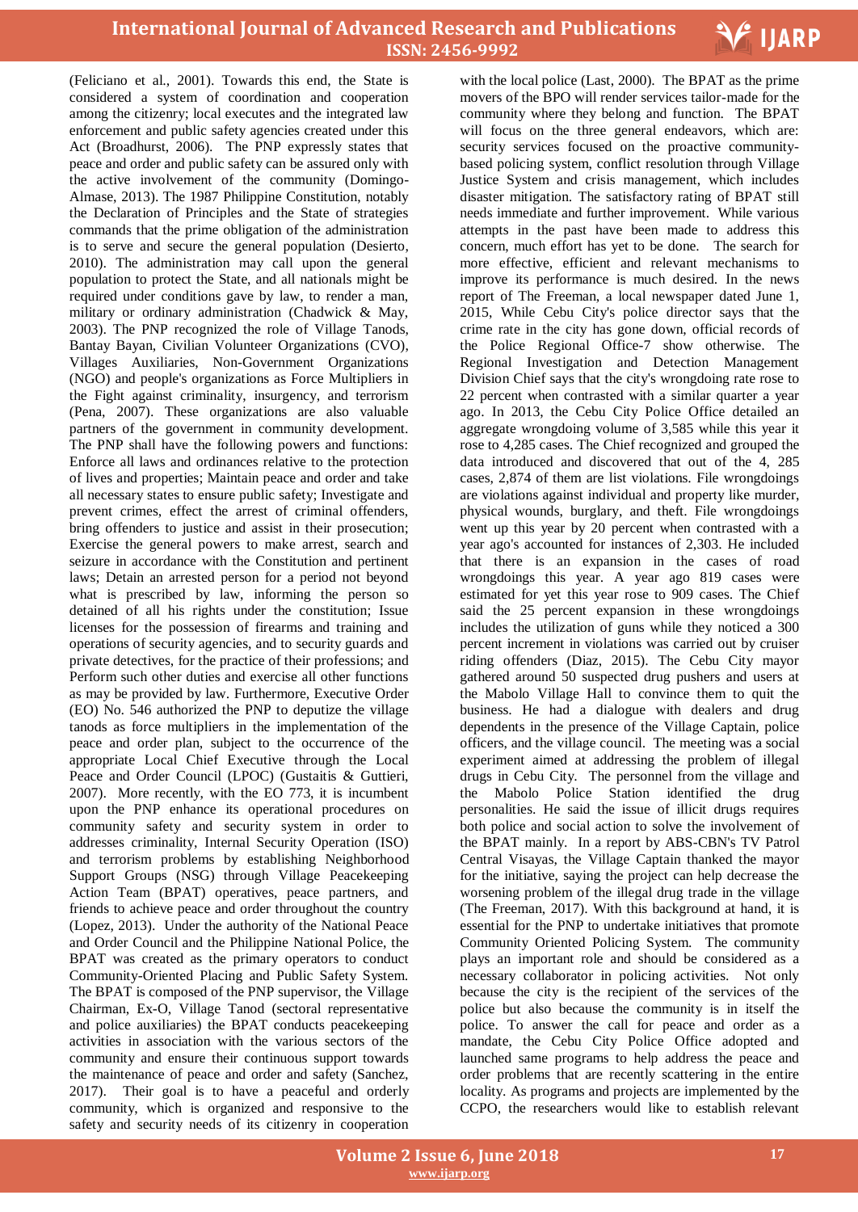(Feliciano et al., 2001). Towards this end, the State is considered a system of coordination and cooperation among the citizenry; local executes and the integrated law enforcement and public safety agencies created under this Act (Broadhurst, 2006). The PNP expressly states that peace and order and public safety can be assured only with the active involvement of the community (Domingo-Almase, 2013). The 1987 Philippine Constitution, notably the Declaration of Principles and the State of strategies commands that the prime obligation of the administration is to serve and secure the general population (Desierto, 2010). The administration may call upon the general population to protect the State, and all nationals might be required under conditions gave by law, to render a man, military or ordinary administration (Chadwick & May, 2003). The PNP recognized the role of Village Tanods, Bantay Bayan, Civilian Volunteer Organizations (CVO), Villages Auxiliaries, Non-Government Organizations (NGO) and people's organizations as Force Multipliers in the Fight against criminality, insurgency, and terrorism (Pena, 2007). These organizations are also valuable partners of the government in community development. The PNP shall have the following powers and functions: Enforce all laws and ordinances relative to the protection of lives and properties; Maintain peace and order and take all necessary states to ensure public safety; Investigate and prevent crimes, effect the arrest of criminal offenders, bring offenders to justice and assist in their prosecution; Exercise the general powers to make arrest, search and seizure in accordance with the Constitution and pertinent laws; Detain an arrested person for a period not beyond what is prescribed by law, informing the person so detained of all his rights under the constitution; Issue licenses for the possession of firearms and training and operations of security agencies, and to security guards and private detectives, for the practice of their professions; and Perform such other duties and exercise all other functions as may be provided by law. Furthermore, Executive Order (EO) No. 546 authorized the PNP to deputize the village tanods as force multipliers in the implementation of the peace and order plan, subject to the occurrence of the appropriate Local Chief Executive through the Local Peace and Order Council (LPOC) (Gustaitis & Guttieri, 2007). More recently, with the EO 773, it is incumbent upon the PNP enhance its operational procedures on community safety and security system in order to addresses criminality, Internal Security Operation (ISO) and terrorism problems by establishing Neighborhood Support Groups (NSG) through Village Peacekeeping Action Team (BPAT) operatives, peace partners, and friends to achieve peace and order throughout the country (Lopez, 2013). Under the authority of the National Peace and Order Council and the Philippine National Police, the BPAT was created as the primary operators to conduct Community-Oriented Placing and Public Safety System. The BPAT is composed of the PNP supervisor, the Village Chairman, Ex-O, Village Tanod (sectoral representative and police auxiliaries) the BPAT conducts peacekeeping activities in association with the various sectors of the community and ensure their continuous support towards the maintenance of peace and order and safety (Sanchez, 2017). Their goal is to have a peaceful and orderly community, which is organized and responsive to the safety and security needs of its citizenry in cooperation with the local police (Last, 2000). The BPAT as the prime movers of the BPO will render services tailor-made for the community where they belong and function. The BPAT will focus on the three general endeavors, which are: security services focused on the proactive community-based policing system, conflict resolution through Village Justice System and crisis management, which includes disaster mitigation. The satisfactory rating of BPAT still needs immediate and further improvement. While various attempts in the past have been made to address this concern, much effort has yet to be done. The search for more effective, efficient and relevant mechanisms to improve its performance is much desired. In the news report of The Freeman, a local newspaper dated June 1, 2015, While Cebu City's police director says that the crime rate in the city has gone down, official records of the Police Regional Office-7 show otherwise. The Regional Investigation and Detection Management Division Chief says that the city's wrongdoing rate rose to 22 percent when contrasted with a similar quarter a year ago. In 2013, the Cebu City Police Office detailed an aggregate wrongdoing volume of 3,585 while this year it rose to 4,285 cases. The Chief recognized and grouped the data introduced and discovered that out of the 4, 285 cases, 2,874 of them are list violations. File wrongdoings are violations against individual and property like murder, physical wounds, burglary, and theft. File wrongdoings went up this year by 20 percent when contrasted with a year ago's accounted for instances of 2,303. He included that there is an expansion in the cases of road wrongdoings this year. A year ago 819 cases were estimated for yet this year rose to 909 cases. The Chief said the 25 percent expansion in these wrongdoings includes the utilization of guns while they noticed a 300 percent increment in violations was carried out by cruiser riding offenders (Diaz, 2015). The Cebu City mayor gathered around 50 suspected drug pushers and users at the Mabolo Village Hall to convince them to quit the business. He had a dialogue with dealers and drug dependents in the presence of the Village Captain, police officers, and the village council. The meeting was a social experiment aimed at addressing the problem of illegal drugs in Cebu City. The personnel from the village and the Mabolo Police Station identified the drug personalities. He said the issue of illicit drugs requires both police and social action to solve the involvement of the BPAT mainly. In a report by ABS-CBN's TV Patrol Central Visayas, the Village Captain thanked the mayor for the initiative, saying the project can help decrease the worsening problem of the illegal drug trade in the village (The Freeman, 2017). With this background at hand, it is essential for the PNP to undertake initiatives that promote Community Oriented Policing System. The community plays an important role and should be considered as a necessary collaborator in policing activities. Not only because the city is the recipient of the services of the police but also because the community is in itself the police. To answer the call for peace and order as a mandate, the Cebu City Police Office adopted and launched same programs to help address the peace and order problems that are recently scattering in the entire locality. As programs and projects are implemented by the CCPO, the researchers would like to establish relevant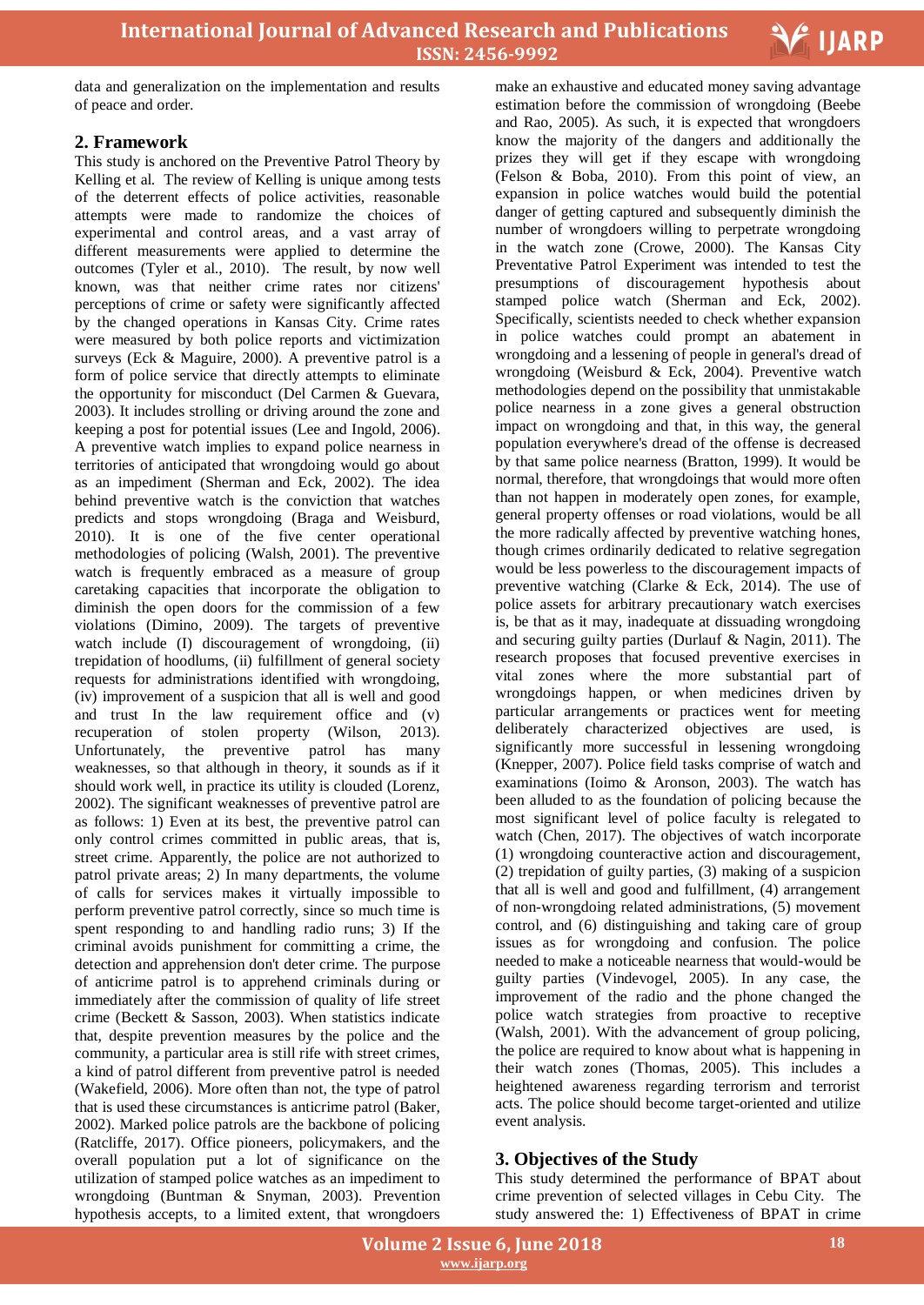data and generalization on the implementation and results of peace and order.

## 2. Framework

This study is anchored on the Preventive Patrol Theory by Kelling et al. The review of Kelling is unique among tests of the deterrent effects of police activities, reasonable attempts were made to randomize the choices of experimental and control areas, and a vast array of different measurements were applied to determine the outcomes (Tyler et al., 2010). The result, by now well known, was that neither crime rates nor citizens' perceptions of crime or safety were significantly affected by the changed operations in Kansas City. Crime rates were measured by both police reports and victimization surveys (Eck & Maguire, 2000). A preventive patrol is a form of police service that directly attempts to eliminate the opportunity for misconduct (Del Carmen & Guevara, 2003). It includes strolling or driving around the zone and keeping a post for potential issues (Lee and Ingold, 2006). A preventive watch implies to expand police nearness in territories of anticipated that wrongdoing would go about as an impediment (Sherman and Eck, 2002). The idea behind preventive watch is the conviction that watches predicts and stops wrongdoing (Braga and Weisburd, 2010). It is one of the five center operational methodologies of policing (Walsh, 2001). The preventive watch is frequently embraced as a measure of group caretaking capacities that incorporate the obligation to diminish the open doors for the commission of a few violations (Dimino, 2009). The targets of preventive watch include (I) discouragement of wrongdoing, (ii) trepidation of hoodlums, (ii) fulfillment of general society requests for administrations identified with wrongdoing, (iv) improvement of a suspicion that all is well and good and trust In the law requirement office and (v) recuperation of stolen property (Wilson, 2013). Unfortunately, the preventive patrol has many weaknesses, so that although in theory, it sounds as if it should work well, in practice its utility is clouded (Lorenz, 2002). The significant weaknesses of preventive patrol are as follows: 1) Even at its best, the preventive patrol can only control crimes committed in public areas, that is, street crime. Apparently, the police are not authorized to patrol private areas; 2) In many departments, the volume of calls for services makes it virtually impossible to perform preventive patrol correctly, since so much time is spent responding to and handling radio runs; 3) If the criminal avoids punishment for committing a crime, the detection and apprehension don't deter crime. The purpose of anticrime patrol is to apprehend criminals during or immediately after the commission of quality of life street crime (Beckett & Sasson, 2003). When statistics indicate that, despite prevention measures by the police and the community, a particular area is still rife with street crimes, a kind of patrol different from preventive patrol is needed (Wakefield, 2006). More often than not, the type of patrol that is used these circumstances is anticrime patrol (Baker, 2002). Marked police patrols are the backbone of policing (Ratcliffe, 2017). Office pioneers, policymakers, and the overall population put a lot of significance on the utilization of stamped police watches as an impediment to wrongdoing (Buntman & Snyman, 2003). Prevention hypothesis accepts, to a limited extent, that wrongdoers make an exhaustive and educated money saving advantage estimation before the commission of wrongdoing (Beebe and Rao, 2005). As such, it is expected that wrongdoers know the majority of the dangers and additionally the prizes they will get if they escape with wrongdoing (Felson & Boba, 2010). From this point of view, an expansion in police watches would build the potential danger of getting captured and subsequently diminish the number of wrongdoers willing to perpetrate wrongdoing in the watch zone (Crowe, 2000). The Kansas City Preventative Patrol Experiment was intended to test the presumptions of discouragement hypothesis about stamped police watch (Sherman and Eck, 2002). Specifically, scientists needed to check whether expansion in police watches could prompt an abatement in wrongdoing and a lessening of people in general's dread of wrongdoing (Weisburd & Eck, 2004). Preventive watch methodologies depend on the possibility that unmistakable police nearness in a zone gives a general obstruction impact on wrongdoing and that, in this way, the general population everywhere's dread of the offense is decreased by that same police nearness (Bratton, 1999). It would be normal, therefore, that wrongdoings that would more often than not happen in moderately open zones, for example, general property offenses or road violations, would be all the more radically affected by preventive watching hones, though crimes ordinarily dedicated to relative segregation would be less powerless to the discouragement impacts of preventive watching (Clarke & Eck, 2014). The use of police assets for arbitrary precautionary watch exercises is, be that as it may, inadequate at dissuading wrongdoing and securing guilty parties (Durlauf & Nagin, 2011). The research proposes that focused preventive exercises in vital zones where the more substantial part of wrongdoings happen, or when medicines driven by particular arrangements or practices went for meeting deliberately characterized objectives are used, is significantly more successful in lessening wrongdoing (Knepper, 2007). Police field tasks comprise of watch and examinations (Ioimo & Aronson, 2003). The watch has been alluded to as the foundation of policing because the most significant level of police faculty is relegated to watch (Chen, 2017). The objectives of watch incorporate (1) wrongdoing counteractive action and discouragement, (2) trepidation of guilty parties, (3) making of a suspicion that all is well and good and fulfillment, (4) arrangement of non-wrongdoing related administrations, (5) movement control, and (6) distinguishing and taking care of group issues as for wrongdoing and confusion. The police needed to make a noticeable nearness that would-would be guilty parties (Vindevogel, 2005). In any case, the improvement of the radio and the phone changed the police watch strategies from proactive to receptive (Walsh, 2001). With the advancement of group policing, the police are required to know about what is happening in their watch zones (Thomas, 2005). This includes a heightened awareness regarding terrorism and terrorist acts. The police should become target-oriented and utilize event analysis.

## 3. Objectives of the Study

This study determined the performance of BPAT about crime prevention of selected villages in Cebu City. The study answered the: 1) Effectiveness of BPAT in crime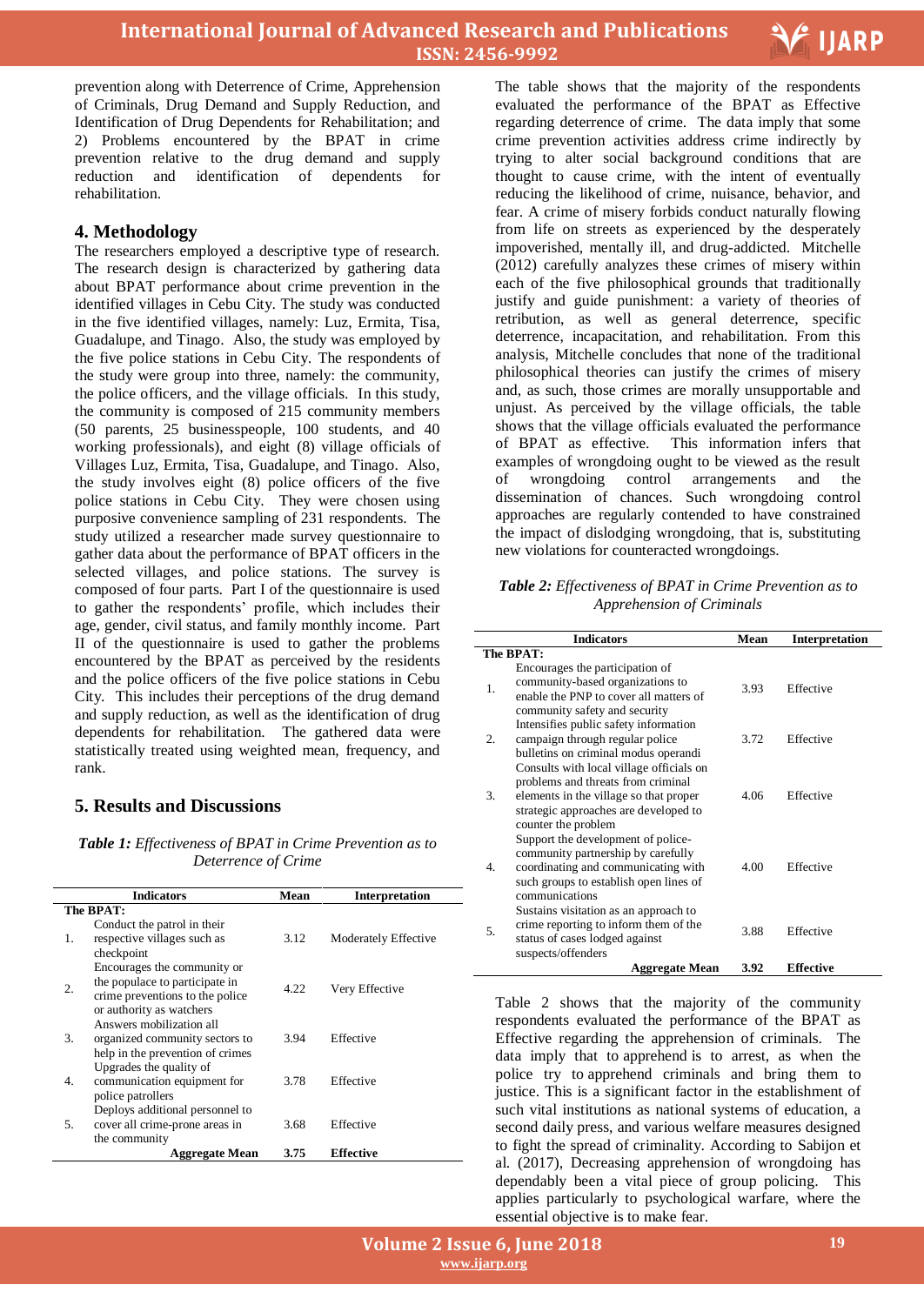prevention along with Deterrence of Crime, Apprehension of Criminals, Drug Demand and Supply Reduction, and Identification of Drug Dependents for Rehabilitation; and 2) Problems encountered by the BPAT in crime prevention relative to the drug demand and supply reduction and identification of dependents for rehabilitation.

## 4. Methodology

The researchers employed a descriptive type of research. The research design is characterized by gathering data about BPAT performance about crime prevention in the identified villages in Cebu City. The study was conducted in the five identified villages, namely: Luz, Ermita, Tisa, Guadalupe, and Tinago. Also, the study was employed by the five police stations in Cebu City. The respondents of the study were group into three, namely: the community, the police officers, and the village officials. In this study, the community is composed of 215 community members (50 parents, 25 businesspeople, 100 students, and 40 working professionals), and eight (8) village officials of Villages Luz, Ermita, Tisa, Guadalupe, and Tinago. Also, the study involves eight (8) police officers of the five police stations in Cebu City. They were chosen using purposive convenience sampling of 231 respondents. The study utilized a researcher made survey questionnaire to gather data about the performance of BPAT officers in the selected villages, and police stations. The survey is composed of four parts. Part I of the questionnaire is used to gather the respondents' profile, which includes their age, gender, civil status, and family monthly income. Part II of the questionnaire is used to gather the problems encountered by the BPAT as perceived by the residents and the police officers of the five police stations in Cebu City. This includes their perceptions of the drug demand and supply reduction, as well as the identification of drug dependents for rehabilitation. The gathered data were statistically treated using weighted mean, frequency, and rank.

## 5. Results and Discussions

***Table 1:*** *Effectiveness of BPAT in Crime Prevention as to Deterrence of Crime*

| | Indicators | Mean | Interpretation |
|---|---|---|---|
| **The BPAT:** | | | |
| 1. | Conduct the patrol in their respective villages such as checkpoint | 3.12 | Moderately Effective |
| 2. | Encourages the community or the populace to participate in crime preventions to the police or authority as watchers | 4.22 | Very Effective |
| 3. | Answers mobilization all organized community sectors to help in the prevention of crimes | 3.94 | Effective |
| 4. | Upgrades the quality of communication equipment for police patrollers | 3.78 | Effective |
| 5. | Deploys additional personnel to cover all crime-prone areas in the community | 3.68 | Effective |
| | **Aggregate Mean** | **3.75** | **Effective** |

The table shows that the majority of the respondents evaluated the performance of the BPAT as Effective regarding deterrence of crime. The data imply that some crime prevention activities address crime indirectly by trying to alter social background conditions that are thought to cause crime, with the intent of eventually reducing the likelihood of crime, nuisance, behavior, and fear. A crime of misery forbids conduct naturally flowing from life on streets as experienced by the desperately impoverished, mentally ill, and drug-addicted. Mitchelle (2012) carefully analyzes these crimes of misery within each of the five philosophical grounds that traditionally justify and guide punishment: a variety of theories of retribution, as well as general deterrence, specific deterrence, incapacitation, and rehabilitation. From this analysis, Mitchelle concludes that none of the traditional philosophical theories can justify the crimes of misery and, as such, those crimes are morally unsupportable and unjust. As perceived by the village officials, the table shows that the village officials evaluated the performance of BPAT as effective. This information infers that examples of wrongdoing ought to be viewed as the result of wrongdoing control arrangements and the dissemination of chances. Such wrongdoing control approaches are regularly contended to have constrained the impact of dislodging wrongdoing, that is, substituting new violations for counteracted wrongdoings.

***Table 2:*** *Effectiveness of BPAT in Crime Prevention as to Apprehension of Criminals*

| | Indicators | Mean | Interpretation |
|---|---|---|---|
| **The BPAT:** | | | |
| 1. | Encourages the participation of community-based organizations to enable the PNP to cover all matters of community safety and security | 3.93 | Effective |
| 2. | Intensifies public safety information campaign through regular police bulletins on criminal modus operandi | 3.72 | Effective |
| 3. | Consults with local village officials on problems and threats from criminal elements in the village so that proper strategic approaches are developed to counter the problem | 4.06 | Effective |
| 4. | Support the development of police-community partnership by carefully coordinating and communicating with such groups to establish open lines of communications | 4.00 | Effective |
| 5. | Sustains visitation as an approach to crime reporting to inform them of the status of cases lodged against suspects/offenders | 3.88 | Effective |
| | **Aggregate Mean** | **3.92** | **Effective** |

Table 2 shows that the majority of the community respondents evaluated the performance of the BPAT as Effective regarding the apprehension of criminals. The data imply that to apprehend is to arrest, as when the police try to apprehend criminals and bring them to justice. This is a significant factor in the establishment of such vital institutions as national systems of education, a second daily press, and various welfare measures designed to fight the spread of criminality. According to Sabijon et al. (2017), Decreasing apprehension of wrongdoing has dependably been a vital piece of group policing. This applies particularly to psychological warfare, where the essential objective is to make fear.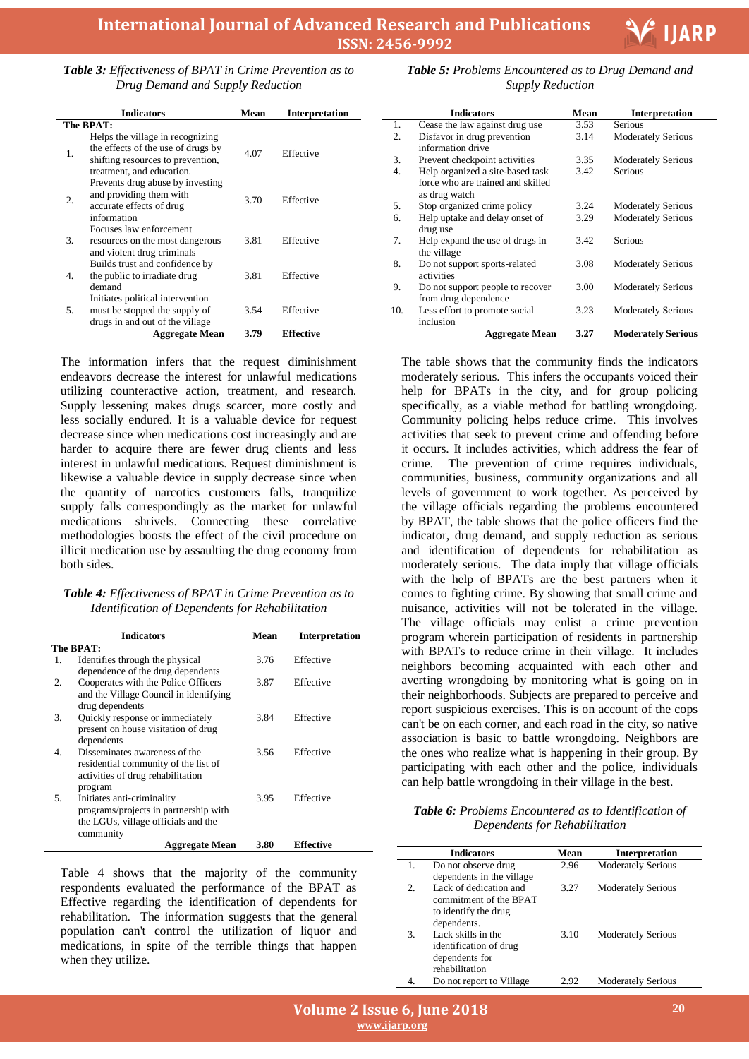***Table 3:*** *Effectiveness of BPAT in Crime Prevention as to Drug Demand and Supply Reduction*

| | Indicators | Mean | Interpretation |
|---|---|---|---|
| **The BPAT:** | | | |
| 1. | Helps the village in recognizing the effects of the use of drugs by shifting resources to prevention, treatment, and education. | 4.07 | Effective |
| 2. | Prevents drug abuse by investing and providing them with accurate effects of drug information | 3.70 | Effective |
| 3. | Focuses law enforcement resources on the most dangerous and violent drug criminals | 3.81 | Effective |
| 4. | Builds trust and confidence by the public to irradiate drug demand | 3.81 | Effective |
| 5. | Initiates political intervention must be stopped the supply of drugs in and out of the village | 3.54 | Effective |
| | **Aggregate Mean** | **3.79** | **Effective** |

The information infers that the request diminishment endeavors decrease the interest for unlawful medications utilizing counteractive action, treatment, and research. Supply lessening makes drugs scarcer, more costly and less socially endured. It is a valuable device for request decrease since when medications cost increasingly and are harder to acquire there are fewer drug clients and less interest in unlawful medications. Request diminishment is likewise a valuable device in supply decrease since when the quantity of narcotics customers falls, tranquilize supply falls correspondingly as the market for unlawful medications shrivels. Connecting these correlative methodologies boosts the effect of the civil procedure on illicit medication use by assaulting the drug economy from both sides.

***Table 4:*** *Effectiveness of BPAT in Crime Prevention as to Identification of Dependents for Rehabilitation*

| | Indicators | Mean | Interpretation |
|---|---|---|---|
| **The BPAT:** | | | |
| 1. | Identifies through the physical dependence of the drug dependents | 3.76 | Effective |
| 2. | Cooperates with the Police Officers and the Village Council in identifying drug dependents | 3.87 | Effective |
| 3. | Quickly response or immediately present on house visitation of drug dependents | 3.84 | Effective |
| 4. | Disseminates awareness of the residential community of the list of activities of drug rehabilitation program | 3.56 | Effective |
| 5. | Initiates anti-criminality programs/projects in partnership with the LGUs, village officials and the community | 3.95 | Effective |
| | **Aggregate Mean** | **3.80** | **Effective** |

Table 4 shows that the majority of the community respondents evaluated the performance of the BPAT as Effective regarding the identification of dependents for rehabilitation. The information suggests that the general population can't control the utilization of liquor and medications, in spite of the terrible things that happen when they utilize.

***Table 5:*** *Problems Encountered as to Drug Demand and Supply Reduction*

| | Indicators | Mean | Interpretation |
|---|---|---|---|
| 1. | Cease the law against drug use | 3.53 | Serious |
| 2. | Disfavor in drug prevention information drive | 3.14 | Moderately Serious |
| 3. | Prevent checkpoint activities | 3.35 | Moderately Serious |
| 4. | Help organized a site-based task force who are trained and skilled as drug watch | 3.42 | Serious |
| 5. | Stop organized crime policy | 3.24 | Moderately Serious |
| 6. | Help uptake and delay onset of drug use | 3.29 | Moderately Serious |
| 7. | Help expand the use of drugs in the village | 3.42 | Serious |
| 8. | Do not support sports-related activities | 3.08 | Moderately Serious |
| 9. | Do not support people to recover from drug dependence | 3.00 | Moderately Serious |
| 10. | Less effort to promote social inclusion | 3.23 | Moderately Serious |
| | **Aggregate Mean** | **3.27** | **Moderately Serious** |

The table shows that the community finds the indicators moderately serious. This infers the occupants voiced their help for BPATs in the city, and for group policing specifically, as a viable method for battling wrongdoing. Community policing helps reduce crime. This involves activities that seek to prevent crime and offending before it occurs. It includes activities, which address the fear of crime. The prevention of crime requires individuals, communities, business, community organizations and all levels of government to work together. As perceived by the village officials regarding the problems encountered by BPAT, the table shows that the police officers find the indicator, drug demand, and supply reduction as serious and identification of dependents for rehabilitation as moderately serious. The data imply that village officials with the help of BPATs are the best partners when it comes to fighting crime. By showing that small crime and nuisance, activities will not be tolerated in the village. The village officials may enlist a crime prevention program wherein participation of residents in partnership with BPATs to reduce crime in their village. It includes neighbors becoming acquainted with each other and averting wrongdoing by monitoring what is going on in their neighborhoods. Subjects are prepared to perceive and report suspicious exercises. This is on account of the cops can't be on each corner, and each road in the city, so native association is basic to battle wrongdoing. Neighbors are the ones who realize what is happening in their group. By participating with each other and the police, individuals can help battle wrongdoing in their village in the best.

***Table 6:*** *Problems Encountered as to Identification of Dependents for Rehabilitation*

| | Indicators | Mean | Interpretation |
|---|---|---|---|
| 1. | Do not observe drug dependents in the village | 2.96 | Moderately Serious |
| 2. | Lack of dedication and commitment of the BPAT to identify the drug dependents. | 3.27 | Moderately Serious |
| 3. | Lack skills in the identification of drug dependents for rehabilitation | 3.10 | Moderately Serious |
| 4. | Do not report to Village | 2.92 | Moderately Serious |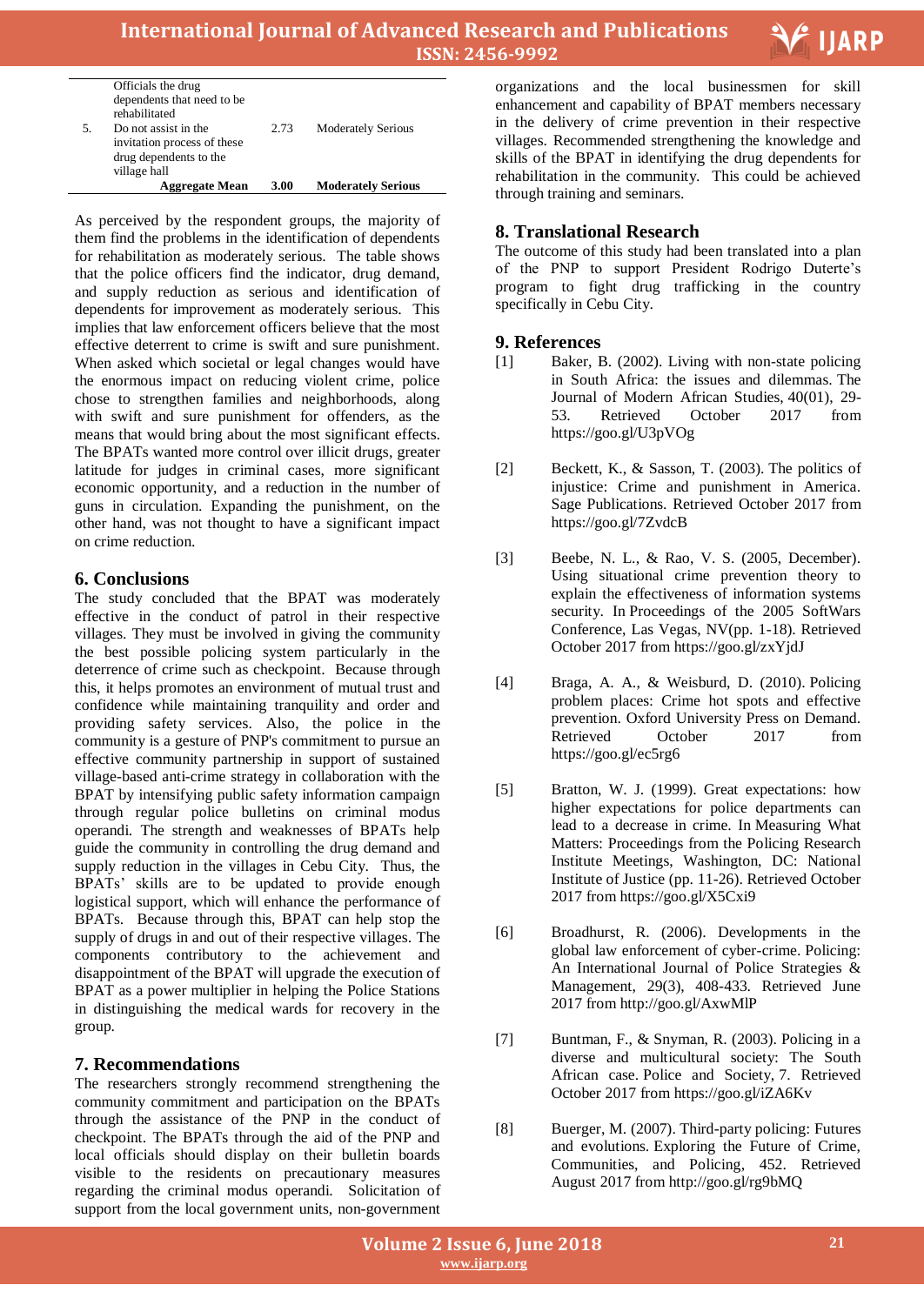|  | Officials the drug dependents that need to be rehabilitated |  |  |
|---|---|---|---|
| 5. | Do not assist in the invitation process of these drug dependents to the village hall | 2.73 | Moderately Serious |
|  | **Aggregate Mean** | **3.00** | **Moderately Serious** |

As perceived by the respondent groups, the majority of them find the problems in the identification of dependents for rehabilitation as moderately serious. The table shows that the police officers find the indicator, drug demand, and supply reduction as serious and identification of dependents for improvement as moderately serious. This implies that law enforcement officers believe that the most effective deterrent to crime is swift and sure punishment. When asked which societal or legal changes would have the enormous impact on reducing violent crime, police chose to strengthen families and neighborhoods, along with swift and sure punishment for offenders, as the means that would bring about the most significant effects. The BPATs wanted more control over illicit drugs, greater latitude for judges in criminal cases, more significant economic opportunity, and a reduction in the number of guns in circulation. Expanding the punishment, on the other hand, was not thought to have a significant impact on crime reduction.

## 6. Conclusions

The study concluded that the BPAT was moderately effective in the conduct of patrol in their respective villages. They must be involved in giving the community the best possible policing system particularly in the deterrence of crime such as checkpoint. Because through this, it helps promotes an environment of mutual trust and confidence while maintaining tranquility and order and providing safety services. Also, the police in the community is a gesture of PNP's commitment to pursue an effective community partnership in support of sustained village-based anti-crime strategy in collaboration with the BPAT by intensifying public safety information campaign through regular police bulletins on criminal modus operandi. The strength and weaknesses of BPATs help guide the community in controlling the drug demand and supply reduction in the villages in Cebu City. Thus, the BPATs' skills are to be updated to provide enough logistical support, which will enhance the performance of BPATs. Because through this, BPAT can help stop the supply of drugs in and out of their respective villages. The components contributory to the achievement and disappointment of the BPAT will upgrade the execution of BPAT as a power multiplier in helping the Police Stations in distinguishing the medical wards for recovery in the group.

## 7. Recommendations

The researchers strongly recommend strengthening the community commitment and participation on the BPATs through the assistance of the PNP in the conduct of checkpoint. The BPATs through the aid of the PNP and local officials should display on their bulletin boards visible to the residents on precautionary measures regarding the criminal modus operandi. Solicitation of support from the local government units, non-government organizations and the local businessmen for skill enhancement and capability of BPAT members necessary in the delivery of crime prevention in their respective villages. Recommended strengthening the knowledge and skills of the BPAT in identifying the drug dependents for rehabilitation in the community. This could be achieved through training and seminars.

## 8. Translational Research

The outcome of this study had been translated into a plan of the PNP to support President Rodrigo Duterte's program to fight drug trafficking in the country specifically in Cebu City.

## 9. References

[1] Baker, B. (2002). Living with non-state policing in South Africa: the issues and dilemmas. The Journal of Modern African Studies, 40(01), 29-53. Retrieved October 2017 from https://goo.gl/U3pVOg

[2] Beckett, K., & Sasson, T. (2003). The politics of injustice: Crime and punishment in America. Sage Publications. Retrieved October 2017 from https://goo.gl/7ZvdcB

[3] Beebe, N. L., & Rao, V. S. (2005, December). Using situational crime prevention theory to explain the effectiveness of information systems security. In Proceedings of the 2005 SoftWars Conference, Las Vegas, NV(pp. 1-18). Retrieved October 2017 from https://goo.gl/zxYjdJ

[4] Braga, A. A., & Weisburd, D. (2010). Policing problem places: Crime hot spots and effective prevention. Oxford University Press on Demand. Retrieved October 2017 from https://goo.gl/ec5rg6

[5] Bratton, W. J. (1999). Great expectations: how higher expectations for police departments can lead to a decrease in crime. In Measuring What Matters: Proceedings from the Policing Research Institute Meetings, Washington, DC: National Institute of Justice (pp. 11-26). Retrieved October 2017 from https://goo.gl/X5Cxi9

[6] Broadhurst, R. (2006). Developments in the global law enforcement of cyber-crime. Policing: An International Journal of Police Strategies & Management, 29(3), 408-433. Retrieved June 2017 from http://goo.gl/AxwMlP

[7] Buntman, F., & Snyman, R. (2003). Policing in a diverse and multicultural society: The South African case. Police and Society, 7. Retrieved October 2017 from https://goo.gl/iZA6Kv

[8] Buerger, M. (2007). Third-party policing: Futures and evolutions. Exploring the Future of Crime, Communities, and Policing, 452. Retrieved August 2017 from http://goo.gl/rg9bMQ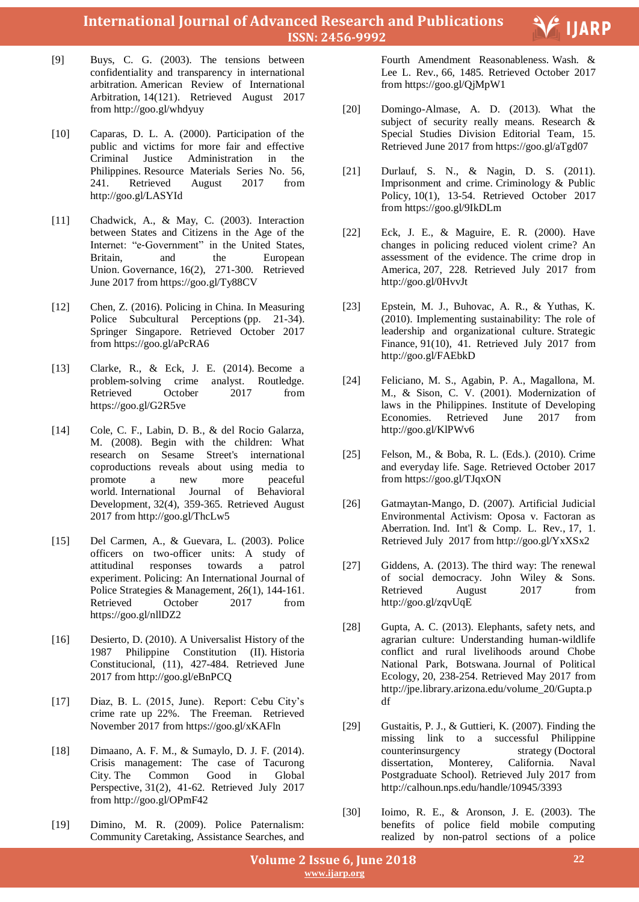[9] Buys, C. G. (2003). The tensions between confidentiality and transparency in international arbitration. American Review of International Arbitration, 14(121). Retrieved August 2017 from http://goo.gl/whdyuy

[10] Caparas, D. L. A. (2000). Participation of the public and victims for more fair and effective Criminal Justice Administration in the Philippines. Resource Materials Series No. 56, 241. Retrieved August 2017 from http://goo.gl/LASYId

[11] Chadwick, A., & May, C. (2003). Interaction between States and Citizens in the Age of the Internet: "e‐Government" in the United States, Britain, and the European Union. Governance, 16(2), 271-300. Retrieved June 2017 from https://goo.gl/Ty88CV

[12] Chen, Z. (2016). Policing in China. In Measuring Police Subcultural Perceptions (pp. 21-34). Springer Singapore. Retrieved October 2017 from https://goo.gl/aPcRA6

[13] Clarke, R., & Eck, J. E. (2014). Become a problem-solving crime analyst. Routledge. Retrieved October 2017 from https://goo.gl/G2R5ve

[14] Cole, C. F., Labin, D. B., & del Rocio Galarza, M. (2008). Begin with the children: What research on Sesame Street's international coproductions reveals about using media to promote a new more peaceful world. International Journal of Behavioral Development, 32(4), 359-365. Retrieved August 2017 from http://goo.gl/ThcLw5

[15] Del Carmen, A., & Guevara, L. (2003). Police officers on two-officer units: A study of attitudinal responses towards a patrol experiment. Policing: An International Journal of Police Strategies & Management, 26(1), 144-161. Retrieved October 2017 from https://goo.gl/nllDZ2

[16] Desierto, D. (2010). A Universalist History of the 1987 Philippine Constitution (II). Historia Constitucional, (11), 427-484. Retrieved June 2017 from http://goo.gl/eBnPCQ

[17] Diaz, B. L. (2015, June). Report: Cebu City's crime rate up 22%. The Freeman. Retrieved November 2017 from https://goo.gl/xKAFln

[18] Dimaano, A. F. M., & Sumaylo, D. J. F. (2014). Crisis management: The case of Tacurong City. The Common Good in Global Perspective, 31(2), 41-62. Retrieved July 2017 from http://goo.gl/OPmF42

[19] Dimino, M. R. (2009). Police Paternalism: Community Caretaking, Assistance Searches, and Fourth Amendment Reasonableness. Wash. & Lee L. Rev., 66, 1485. Retrieved October 2017 from https://goo.gl/QjMpW1

[20] Domingo-Almase, A. D. (2013). What the subject of security really means. Research & Special Studies Division Editorial Team, 15. Retrieved June 2017 from https://goo.gl/aTgd07

[21] Durlauf, S. N., & Nagin, D. S. (2011). Imprisonment and crime. Criminology & Public Policy, 10(1), 13-54. Retrieved October 2017 from https://goo.gl/9IkDLm

[22] Eck, J. E., & Maguire, E. R. (2000). Have changes in policing reduced violent crime? An assessment of the evidence. The crime drop in America, 207, 228. Retrieved July 2017 from http://goo.gl/0HvvJt

[23] Epstein, M. J., Buhovac, A. R., & Yuthas, K. (2010). Implementing sustainability: The role of leadership and organizational culture. Strategic Finance, 91(10), 41. Retrieved July 2017 from http://goo.gl/FAEbkD

[24] Feliciano, M. S., Agabin, P. A., Magallona, M. M., & Sison, C. V. (2001). Modernization of laws in the Philippines. Institute of Developing Economies. Retrieved June 2017 from http://goo.gl/KlPWv6

[25] Felson, M., & Boba, R. L. (Eds.). (2010). Crime and everyday life. Sage. Retrieved October 2017 from https://goo.gl/TJqxON

[26] Gatmaytan-Mango, D. (2007). Artificial Judicial Environmental Activism: Oposa v. Factoran as Aberration. Ind. Int'l & Comp. L. Rev., 17, 1. Retrieved July 2017 from http://goo.gl/YxXSx2

[27] Giddens, A. (2013). The third way: The renewal of social democracy. John Wiley & Sons. Retrieved August 2017 from http://goo.gl/zqvUqE

[28] Gupta, A. C. (2013). Elephants, safety nets, and agrarian culture: Understanding human-wildlife conflict and rural livelihoods around Chobe National Park, Botswana. Journal of Political Ecology, 20, 238-254. Retrieved May 2017 from http://jpe.library.arizona.edu/volume_20/Gupta.pdf

[29] Gustaitis, P. J., & Guttieri, K. (2007). Finding the missing link to a successful Philippine counterinsurgency strategy (Doctoral dissertation, Monterey, California. Naval Postgraduate School). Retrieved July 2017 from http://calhoun.nps.edu/handle/10945/3393

[30] Ioimo, R. E., & Aronson, J. E. (2003). The benefits of police field mobile computing realized by non-patrol sections of a police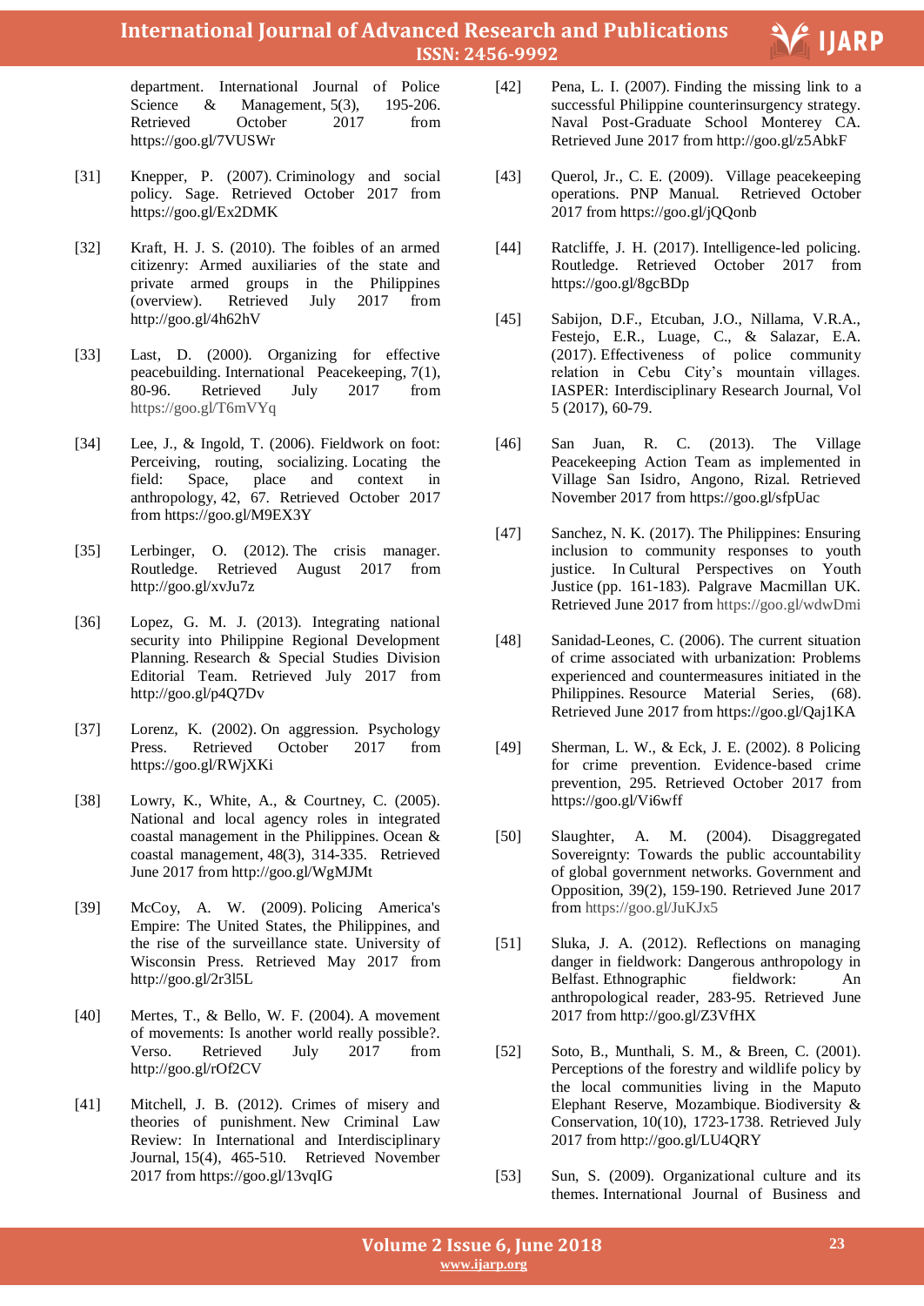department. International Journal of Police Science & Management, 5(3), 195-206. Retrieved October 2017 from https://goo.gl/7VUSWr

[31] Knepper, P. (2007). Criminology and social policy. Sage. Retrieved October 2017 from https://goo.gl/Ex2DMK

[32] Kraft, H. J. S. (2010). The foibles of an armed citizenry: Armed auxiliaries of the state and private armed groups in the Philippines (overview). Retrieved July 2017 from http://goo.gl/4h62hV

[33] Last, D. (2000). Organizing for effective peacebuilding. International Peacekeeping, 7(1), 80-96. Retrieved July 2017 from https://goo.gl/T6mVYq

[34] Lee, J., & Ingold, T. (2006). Fieldwork on foot: Perceiving, routing, socializing. Locating the field: Space, place and context in anthropology, 42, 67. Retrieved October 2017 from https://goo.gl/M9EX3Y

[35] Lerbinger, O. (2012). The crisis manager. Routledge. Retrieved August 2017 from http://goo.gl/xvJu7z

[36] Lopez, G. M. J. (2013). Integrating national security into Philippine Regional Development Planning. Research & Special Studies Division Editorial Team. Retrieved July 2017 from http://goo.gl/p4Q7Dv

[37] Lorenz, K. (2002). On aggression. Psychology Press. Retrieved October 2017 from https://goo.gl/RWjXKi

[38] Lowry, K., White, A., & Courtney, C. (2005). National and local agency roles in integrated coastal management in the Philippines. Ocean & coastal management, 48(3), 314-335. Retrieved June 2017 from http://goo.gl/WgMJMt

[39] McCoy, A. W. (2009). Policing America's Empire: The United States, the Philippines, and the rise of the surveillance state. University of Wisconsin Press. Retrieved May 2017 from http://goo.gl/2r3l5L

[40] Mertes, T., & Bello, W. F. (2004). A movement of movements: Is another world really possible?. Verso. Retrieved July 2017 from http://goo.gl/rOf2CV

[41] Mitchell, J. B. (2012). Crimes of misery and theories of punishment. New Criminal Law Review: In International and Interdisciplinary Journal, 15(4), 465-510. Retrieved November 2017 from https://goo.gl/13vqIG

[42] Pena, L. I. (2007). Finding the missing link to a successful Philippine counterinsurgency strategy. Naval Post-Graduate School Monterey CA. Retrieved June 2017 from http://goo.gl/z5AbkF

[43] Querol, Jr., C. E. (2009). Village peacekeeping operations. PNP Manual. Retrieved October 2017 from https://goo.gl/jQQonb

[44] Ratcliffe, J. H. (2017). Intelligence-led policing. Routledge. Retrieved October 2017 from https://goo.gl/8gcBDp

[45] Sabijon, D.F., Etcuban, J.O., Nillama, V.R.A., Festejo, E.R., Luage, C., & Salazar, E.A. (2017). Effectiveness of police community relation in Cebu City's mountain villages. IASPER: Interdisciplinary Research Journal, Vol 5 (2017), 60-79.

[46] San Juan, R. C. (2013). The Village Peacekeeping Action Team as implemented in Village San Isidro, Angono, Rizal. Retrieved November 2017 from https://goo.gl/sfpUac

[47] Sanchez, N. K. (2017). The Philippines: Ensuring inclusion to community responses to youth justice. In Cultural Perspectives on Youth Justice (pp. 161-183). Palgrave Macmillan UK. Retrieved June 2017 from https://goo.gl/wdwDmi

[48] Sanidad-Leones, C. (2006). The current situation of crime associated with urbanization: Problems experienced and countermeasures initiated in the Philippines. Resource Material Series, (68). Retrieved June 2017 from https://goo.gl/Qaj1KA

[49] Sherman, L. W., & Eck, J. E. (2002). 8 Policing for crime prevention. Evidence-based crime prevention, 295. Retrieved October 2017 from https://goo.gl/Vi6wff

[50] Slaughter, A. M. (2004). Disaggregated Sovereignty: Towards the public accountability of global government networks. Government and Opposition, 39(2), 159-190. Retrieved June 2017 from https://goo.gl/JuKJx5

[51] Sluka, J. A. (2012). Reflections on managing danger in fieldwork: Dangerous anthropology in Belfast. Ethnographic fieldwork: An anthropological reader, 283-95. Retrieved June 2017 from http://goo.gl/Z3VfHX

[52] Soto, B., Munthali, S. M., & Breen, C. (2001). Perceptions of the forestry and wildlife policy by the local communities living in the Maputo Elephant Reserve, Mozambique. Biodiversity & Conservation, 10(10), 1723-1738. Retrieved July 2017 from http://goo.gl/LU4QRY

[53] Sun, S. (2009). Organizational culture and its themes. International Journal of Business and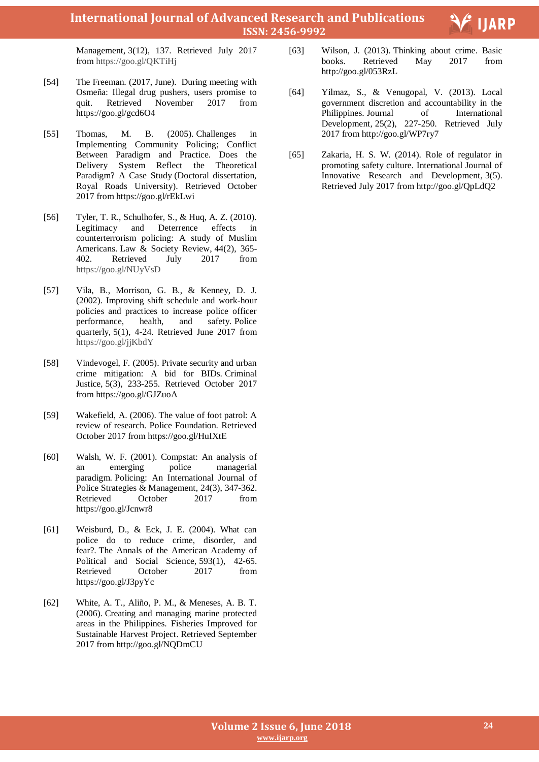Management, 3(12), 137. Retrieved July 2017 from https://goo.gl/QKTiHj

[54] The Freeman. (2017, June). During meeting with Osmeña: Illegal drug pushers, users promise to quit. Retrieved November 2017 from https://goo.gl/gcd6O4

[55] Thomas, M. B. (2005). Challenges in Implementing Community Policing; Conflict Between Paradigm and Practice. Does the Delivery System Reflect the Theoretical Paradigm? A Case Study (Doctoral dissertation, Royal Roads University). Retrieved October 2017 from https://goo.gl/rEkLwi

[56] Tyler, T. R., Schulhofer, S., & Huq, A. Z. (2010). Legitimacy and Deterrence effects in counterterrorism policing: A study of Muslim Americans. Law & Society Review, 44(2), 365-402. Retrieved July 2017 from https://goo.gl/NUyVsD

[57] Vila, B., Morrison, G. B., & Kenney, D. J. (2002). Improving shift schedule and work-hour policies and practices to increase police officer performance, health, and safety. Police quarterly, 5(1), 4-24. Retrieved June 2017 from https://goo.gl/jjKbdY

[58] Vindevogel, F. (2005). Private security and urban crime mitigation: A bid for BIDs. Criminal Justice, 5(3), 233-255. Retrieved October 2017 from https://goo.gl/GJZuoA

[59] Wakefield, A. (2006). The value of foot patrol: A review of research. Police Foundation. Retrieved October 2017 from https://goo.gl/HuIXtE

[60] Walsh, W. F. (2001). Compstat: An analysis of an emerging police managerial paradigm. Policing: An International Journal of Police Strategies & Management, 24(3), 347-362. Retrieved October 2017 from https://goo.gl/Jcnwr8

[61] Weisburd, D., & Eck, J. E. (2004). What can police do to reduce crime, disorder, and fear?. The Annals of the American Academy of Political and Social Science, 593(1), 42-65. Retrieved October 2017 from https://goo.gl/J3pyYc

[62] White, A. T., Aliño, P. M., & Meneses, A. B. T. (2006). Creating and managing marine protected areas in the Philippines. Fisheries Improved for Sustainable Harvest Project. Retrieved September 2017 from http://goo.gl/NQDmCU

[63] Wilson, J. (2013). Thinking about crime. Basic books. Retrieved May 2017 from http://goo.gl/053RzL

[64] Yilmaz, S., & Venugopal, V. (2013). Local government discretion and accountability in the Philippines. Journal of International Development, 25(2), 227-250. Retrieved July 2017 from http://goo.gl/WP7ry7

[65] Zakaria, H. S. W. (2014). Role of regulator in promoting safety culture. International Journal of Innovative Research and Development, 3(5). Retrieved July 2017 from http://goo.gl/QpLdQ2